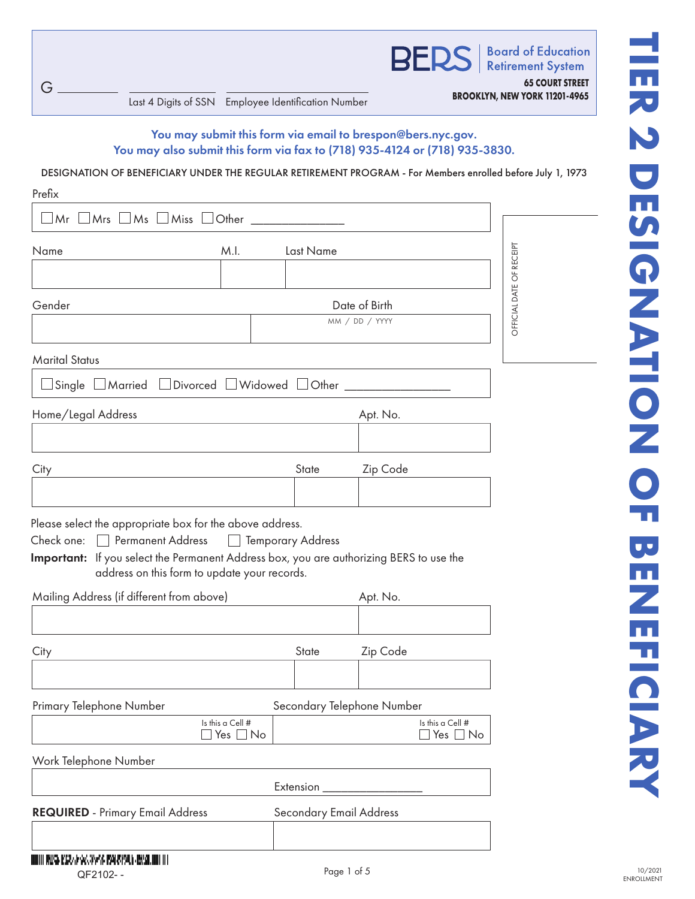# TIER 2 DESIGNATION OF BENEFICIARY

G __________ | __________ Last 4 Digits of SSN | __________ Employee Identification Number

**BERS** | Board of Education Retirement System

**65 COURT STREET**
**BROOKLYN, NEW YORK 11201-4965**

**You may submit this form via email to brespon@bers.nyc.gov.**
**You may also submit this form via fax to (718) 935-4124 or (718) 935-3830.**

DESIGNATION OF BENEFICIARY UNDER THE REGULAR RETIREMENT PROGRAM - For Members enrolled before July 1, 1973

OFFICIAL DATE OF RECEIPT

Prefix

☐ Mr ☐ Mrs ☐ Ms ☐ Miss ☐ Other ______________

| Name | M.I. | Last Name |
|---|---|---|
| | | |

| Gender | Date of Birth |
|---|---|
| | MM / DD / YYYY |

Marital Status

☐ Single ☐ Married ☐ Divorced ☐ Widowed ☐ Other ______________

| Home/Legal Address | Apt. No. |
|---|---|
| | |

| City | State | Zip Code |
|---|---|---|
| | | |

Please select the appropriate box for the above address.

Check one: ☐ Permanent Address ☐ Temporary Address

**Important:** If you select the Permanent Address box, you are authorizing BERS to use the address on this form to update your records.

| Mailing Address (if different from above) | Apt. No. |
|---|---|
| | |

| City | State | Zip Code |
|---|---|---|
| | | |

| Primary Telephone Number | Secondary Telephone Number |
|---|---|
| Is this a Cell # ☐ Yes ☐ No | Is this a Cell # ☐ Yes ☐ No |

Work Telephone Number

Extension ______________

| **REQUIRED** - Primary Email Address | Secondary Email Address |
|---|---|
| | |

QF2102- -

10/2021
ENROLLMENT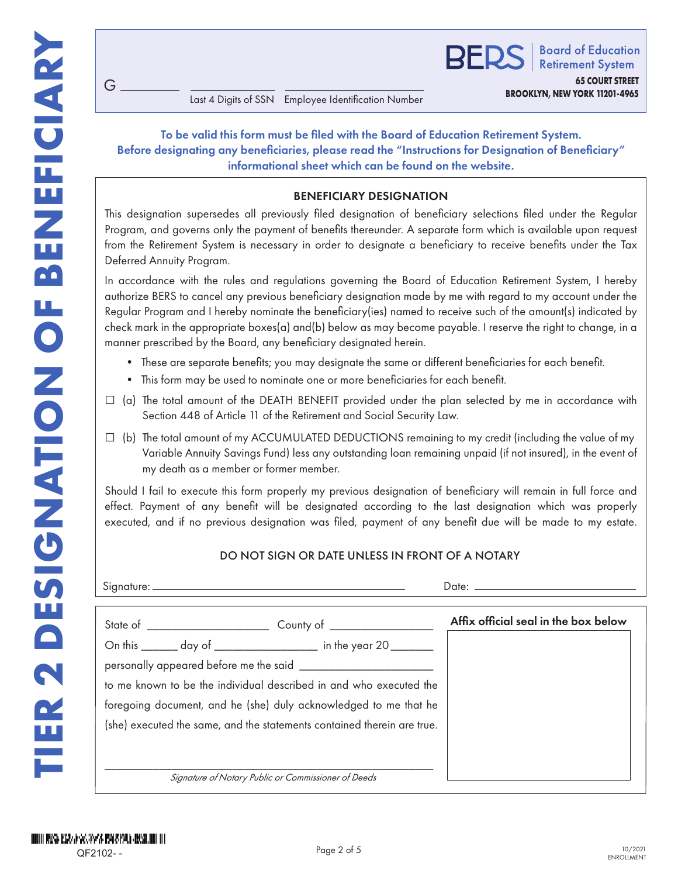# TIER 2 DESIGNATION OF BENEFICIARY

G __________ ____________________ ____________________

Last 4 Digits of SSN    Employee Identification Number

**BERS** | Board of Education Retirement System

**65 COURT STREET**
**BROOKLYN, NEW YORK 11201-4965**

**To be valid this form must be filed with the Board of Education Retirement System. Before designating any beneficiaries, please read the "Instructions for Designation of Beneficiary" informational sheet which can be found on the website.**

## BENEFICIARY DESIGNATION

This designation supersedes all previously filed designation of beneficiary selections filed under the Regular Program, and governs only the payment of benefits thereunder. A separate form which is available upon request from the Retirement System is necessary in order to designate a beneficiary to receive benefits under the Tax Deferred Annuity Program.

In accordance with the rules and regulations governing the Board of Education Retirement System, I hereby authorize BERS to cancel any previous beneficiary designation made by me with regard to my account under the Regular Program and I hereby nominate the beneficiary(ies) named to receive such of the amount(s) indicated by check mark in the appropriate boxes(a) and(b) below as may become payable. I reserve the right to change, in a manner prescribed by the Board, any beneficiary designated herein.

- These are separate benefits; you may designate the same or different beneficiaries for each benefit.
- This form may be used to nominate one or more beneficiaries for each benefit.

☐ (a) The total amount of the DEATH BENEFIT provided under the plan selected by me in accordance with Section 448 of Article 11 of the Retirement and Social Security Law.

☐ (b) The total amount of my ACCUMULATED DEDUCTIONS remaining to my credit (including the value of my Variable Annuity Savings Fund) less any outstanding loan remaining unpaid (if not insured), in the event of my death as a member or former member.

Should I fail to execute this form properly my previous designation of beneficiary will remain in full force and effect. Payment of any benefit will be designated according to the last designation which was properly executed, and if no previous designation was filed, payment of any benefit due will be made to my estate.

DO NOT SIGN OR DATE UNLESS IN FRONT OF A NOTARY

Signature: ______________________________ Date: ____________________

State of ____________________ County of ____________________

On this ______ day of ____________________ in the year 20 _______

personally appeared before me the said ______________________

to me known to be the individual described in and who executed the foregoing document, and he (she) duly acknowledged to me that he (she) executed the same, and the statements contained therein are true.

______________________________________________
*Signature of Notary Public or Commissioner of Deeds*

**Affix official seal in the box below**

QF2102- -

10/2021
ENROLLMENT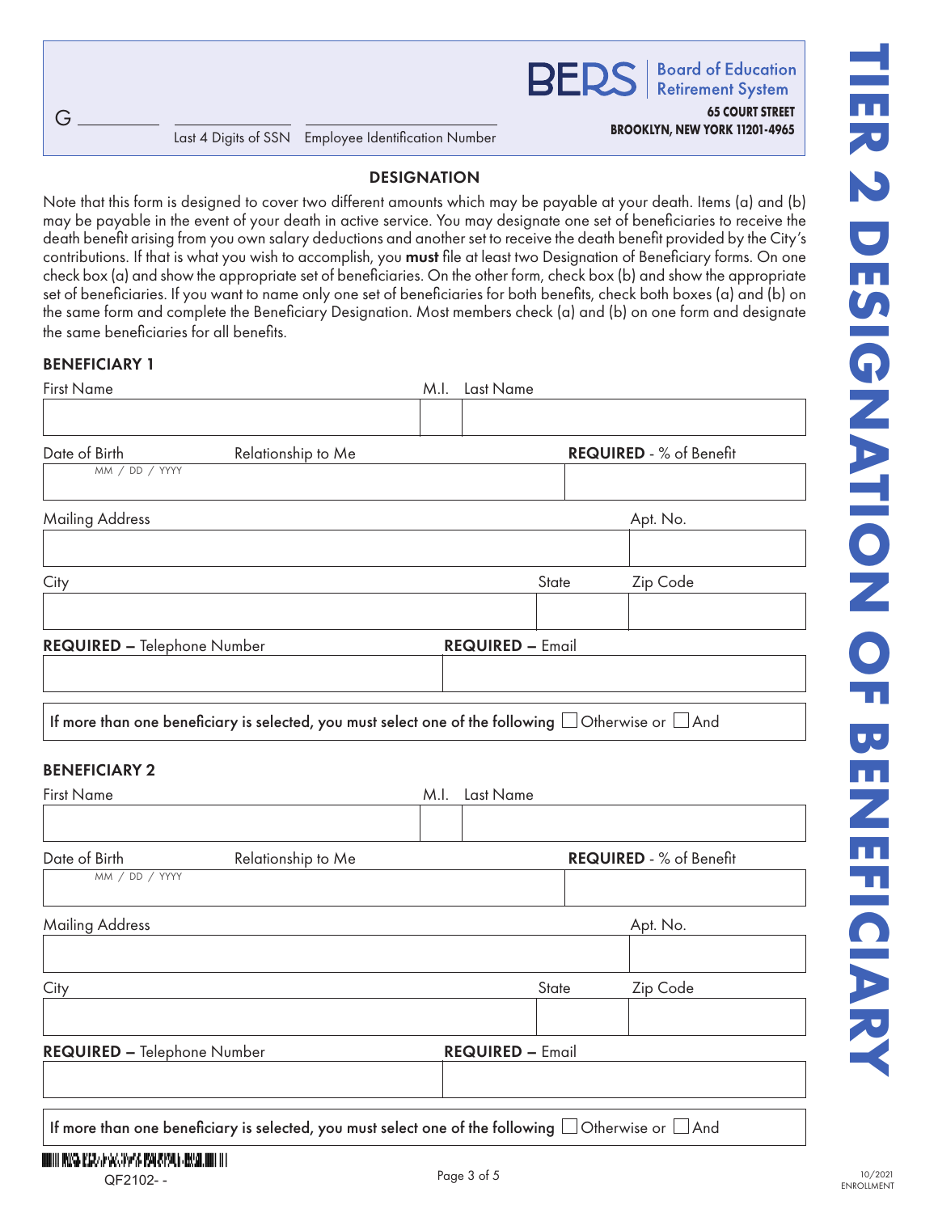# TIER 2 DESIGNATION OF BENEFICIARY

**BERS** Board of Education Retirement System
**65 COURT STREET**
**BROOKLYN, NEW YORK 11201-4965**

G __________ ______________________ ______________________
Last 4 Digits of SSN    Employee Identification Number

## DESIGNATION

Note that this form is designed to cover two different amounts which may be payable at your death. Items (a) and (b) may be payable in the event of your death in active service. You may designate one set of beneficiaries to receive the death benefit arising from you own salary deductions and another set to receive the death benefit provided by the City's contributions. If that is what you wish to accomplish, you **must** file at least two Designation of Beneficiary forms. On one check box (a) and show the appropriate set of beneficiaries. On the other form, check box (b) and show the appropriate set of beneficiaries. If you want to name only one set of beneficiaries for both benefits, check both boxes (a) and (b) on the same form and complete the Beneficiary Designation. Most members check (a) and (b) on one form and designate the same beneficiaries for all benefits.

### BENEFICIARY 1

| First Name | M.I. | Last Name |
|---|---|---|
| | | |

| Date of Birth (MM / DD / YYYY) | Relationship to Me | **REQUIRED** - % of Benefit |
|---|---|---|
| | | |

| Mailing Address | Apt. No. |
|---|---|
| | |

| City | State | Zip Code |
|---|---|---|
| | | |

| **REQUIRED –** Telephone Number | **REQUIRED –** Email |
|---|---|
| | |

**If more than one beneficiary is selected, you must select one of the following** ☐ Otherwise or ☐ And

### BENEFICIARY 2

| First Name | M.I. | Last Name |
|---|---|---|
| | | |

| Date of Birth (MM / DD / YYYY) | Relationship to Me | **REQUIRED** - % of Benefit |
|---|---|---|
| | | |

| Mailing Address | Apt. No. |
|---|---|
| | |

| City | State | Zip Code |
|---|---|---|
| | | |

| **REQUIRED –** Telephone Number | **REQUIRED –** Email |
|---|---|
| | |

**If more than one beneficiary is selected, you must select one of the following** ☐ Otherwise or ☐ And

QF2102- -

10/2021
ENROLLMENT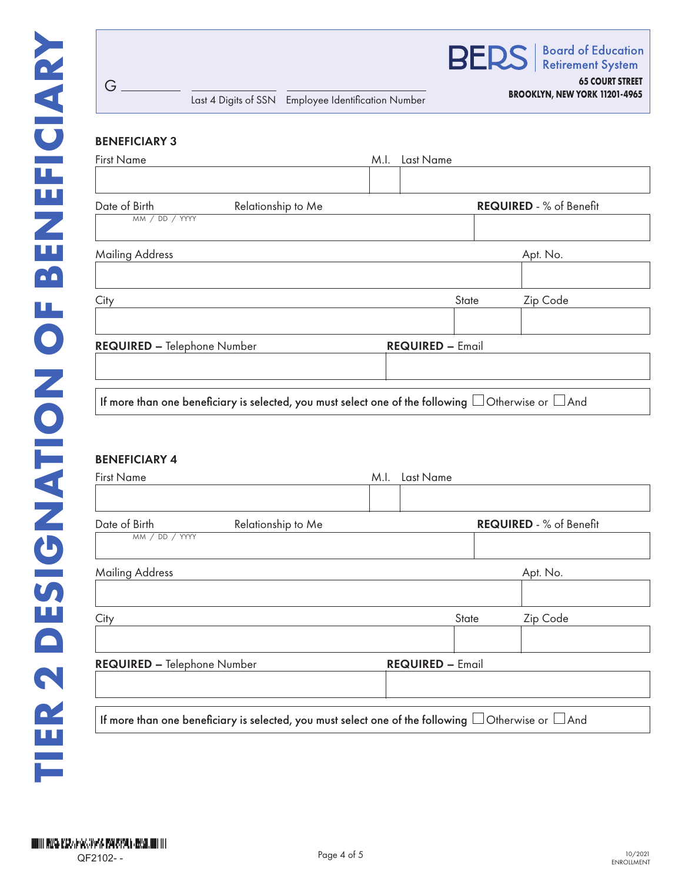# TIER 2 DESIGNATION OF BENEFICIARY

G ________ ________ ________
Last 4 Digits of SSN    Employee Identification Number

**BERS** Board of Education Retirement System
**65 COURT STREET**
**BROOKLYN, NEW YORK 11201-4965**

## BENEFICIARY 3

| First Name | M.I. | Last Name |
|---|---|---|
| | | |

| Date of Birth (MM / DD / YYYY) | Relationship to Me | **REQUIRED** - % of Benefit |
|---|---|---|
| | | |

| Mailing Address | Apt. No. |
|---|---|
| | |

| City | State | Zip Code |
|---|---|---|
| | | |

| **REQUIRED –** Telephone Number | **REQUIRED –** Email |
|---|---|
| | |

If more than one beneficiary is selected, you must select one of the following ☐ Otherwise or ☐ And

## BENEFICIARY 4

| First Name | M.I. | Last Name |
|---|---|---|
| | | |

| Date of Birth (MM / DD / YYYY) | Relationship to Me | **REQUIRED** - % of Benefit |
|---|---|---|
| | | |

| Mailing Address | Apt. No. |
|---|---|
| | |

| City | State | Zip Code |
|---|---|---|
| | | |

| **REQUIRED –** Telephone Number | **REQUIRED –** Email |
|---|---|
| | |

If more than one beneficiary is selected, you must select one of the following ☐ Otherwise or ☐ And

QF2102- -

10/2021
ENROLLMENT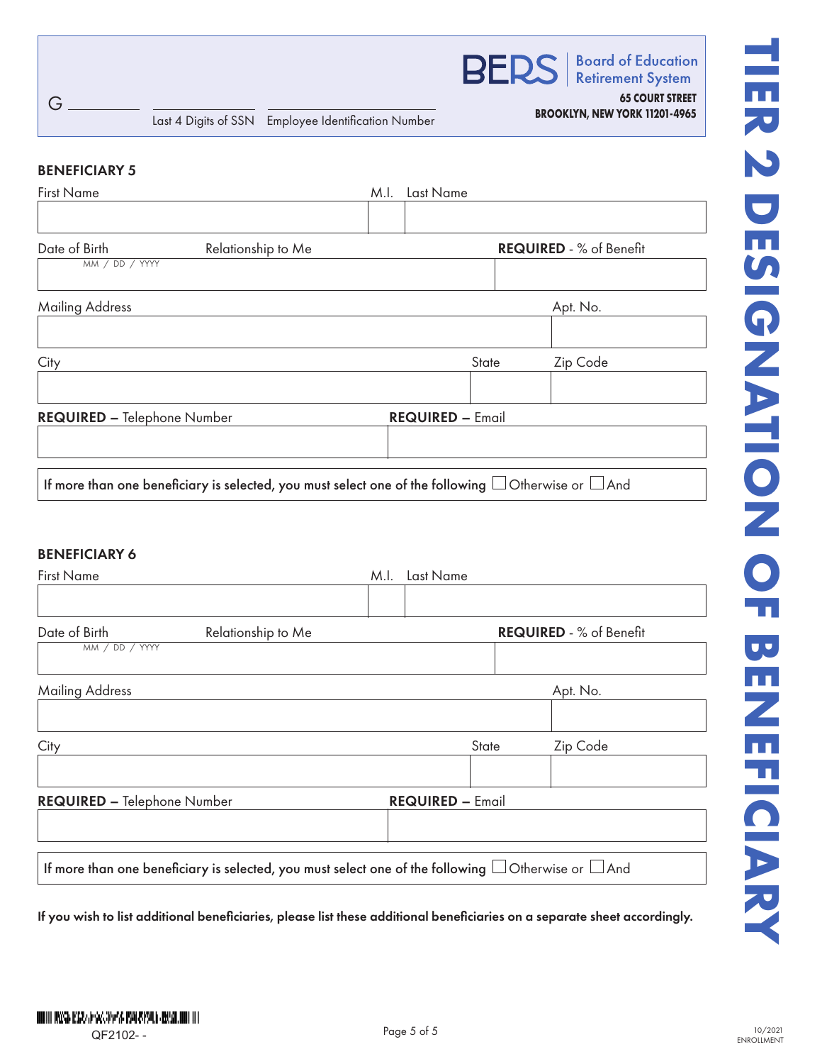G __________ Last 4 Digits of SSN Employee Identification Number

BERS | Board of Education Retirement System

**65 COURT STREET**
**BROOKLYN, NEW YORK 11201-4965**

# TIER 2 DESIGNATION OF BENEFICIARY

**BENEFICIARY 5**

| First Name | M.I. | Last Name |
|---|---|---|
| | | |

| Date of Birth (MM / DD / YYYY) | Relationship to Me | **REQUIRED** - % of Benefit |
|---|---|---|
| | | |

| Mailing Address | Apt. No. |
|---|---|
| | |

| City | State | Zip Code |
|---|---|---|
| | | |

| **REQUIRED –** Telephone Number | **REQUIRED –** Email |
|---|---|
| | |

**If more than one beneficiary is selected, you must select one of the following** ☐ Otherwise or ☐ And

**BENEFICIARY 6**

| First Name | M.I. | Last Name |
|---|---|---|
| | | |

| Date of Birth (MM / DD / YYYY) | Relationship to Me | **REQUIRED** - % of Benefit |
|---|---|---|
| | | |

| Mailing Address | Apt. No. |
|---|---|
| | |

| City | State | Zip Code |
|---|---|---|
| | | |

| **REQUIRED –** Telephone Number | **REQUIRED –** Email |
|---|---|
| | |

**If more than one beneficiary is selected, you must select one of the following** ☐ Otherwise or ☐ And

**If you wish to list additional beneficiaries, please list these additional beneficiaries on a separate sheet accordingly.**

QF2102- -

10/2021
ENROLLMENT